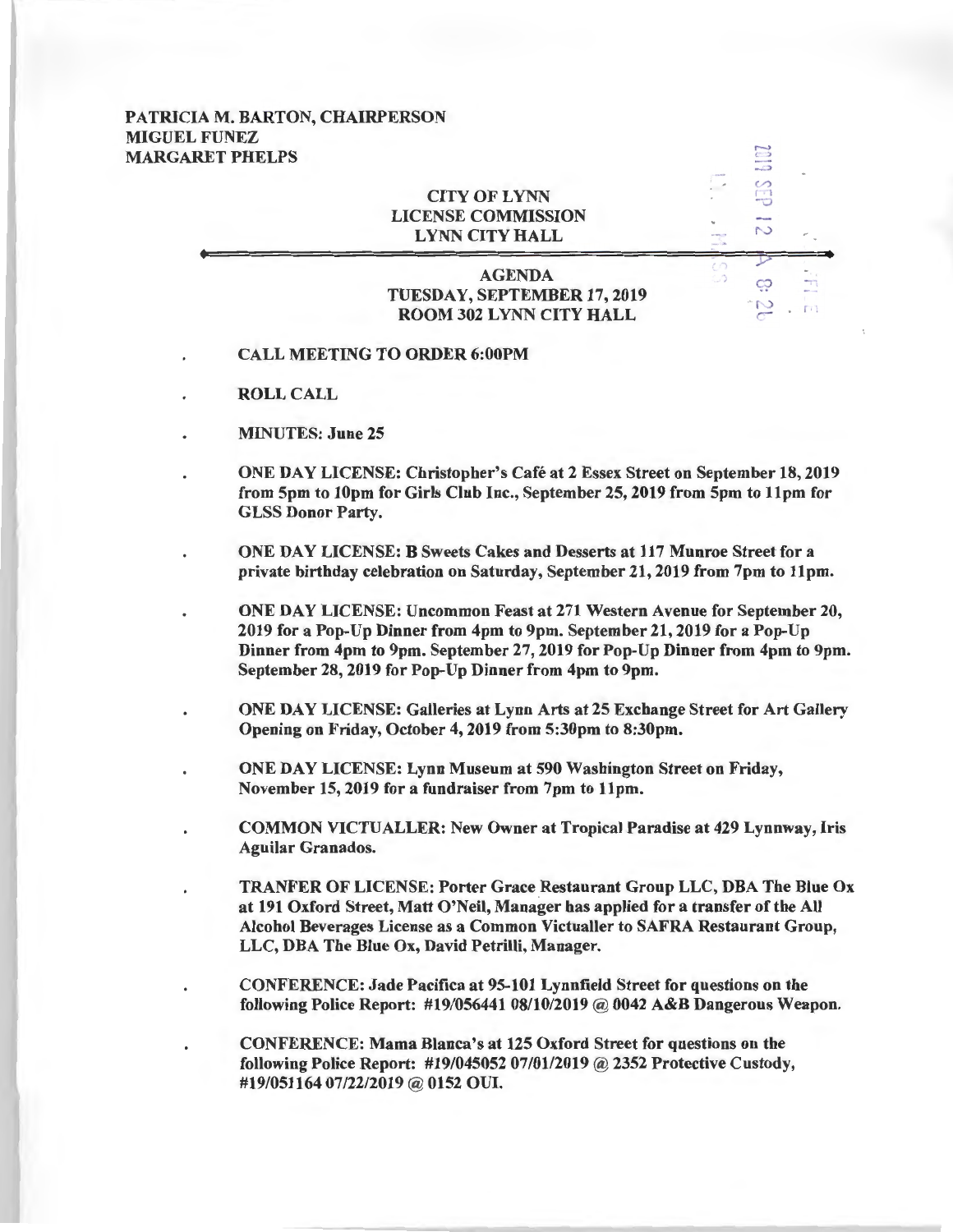**PATRICIA M. BARTON, CHAIRPERSON**
**MIGUEL FUNEZ**
**MARGARET PHELPS**

**CITY OF LYNN**
**LICENSE COMMISSION**
**LYNN CITY HALL**

2019 SEP 12 A 8:26

**AGENDA**
**TUESDAY, SEPTEMBER 17, 2019**
**ROOM 302 LYNN CITY HALL**

- **CALL MEETING TO ORDER 6:00PM**
- **ROLL CALL**
- **MINUTES: June 25**
- **ONE DAY LICENSE: Christopher's Café at 2 Essex Street on September 18, 2019 from 5pm to 10pm for Girls Club Inc., September 25, 2019 from 5pm to 11pm for GLSS Donor Party.**
- **ONE DAY LICENSE: B Sweets Cakes and Desserts at 117 Munroe Street for a private birthday celebration on Saturday, September 21, 2019 from 7pm to 11pm.**
- **ONE DAY LICENSE: Uncommon Feast at 271 Western Avenue for September 20, 2019 for a Pop-Up Dinner from 4pm to 9pm. September 21, 2019 for a Pop-Up Dinner from 4pm to 9pm. September 27, 2019 for Pop-Up Dinner from 4pm to 9pm. September 28, 2019 for Pop-Up Dinner from 4pm to 9pm.**
- **ONE DAY LICENSE: Galleries at Lynn Arts at 25 Exchange Street for Art Gallery Opening on Friday, October 4, 2019 from 5:30pm to 8:30pm.**
- **ONE DAY LICENSE: Lynn Museum at 590 Washington Street on Friday, November 15, 2019 for a fundraiser from 7pm to 11pm.**
- **COMMON VICTUALLER: New Owner at Tropical Paradise at 429 Lynnway, Iris Aguilar Granados.**
- **TRANFER OF LICENSE: Porter Grace Restaurant Group LLC, DBA The Blue Ox at 191 Oxford Street, Matt O'Neil, Manager has applied for a transfer of the All Alcohol Beverages License as a Common Victualler to SAFRA Restaurant Group, LLC, DBA The Blue Ox, David Petrilli, Manager.**
- **CONFERENCE: Jade Pacifica at 95-101 Lynnfield Street for questions on the following Police Report: #19/056441 08/10/2019 @ 0042 A&B Dangerous Weapon.**
- **CONFERENCE: Mama Blanca's at 125 Oxford Street for questions on the following Police Report: #19/045052 07/01/2019 @ 2352 Protective Custody, #19/051164 07/22/2019 @ 0152 OUI.**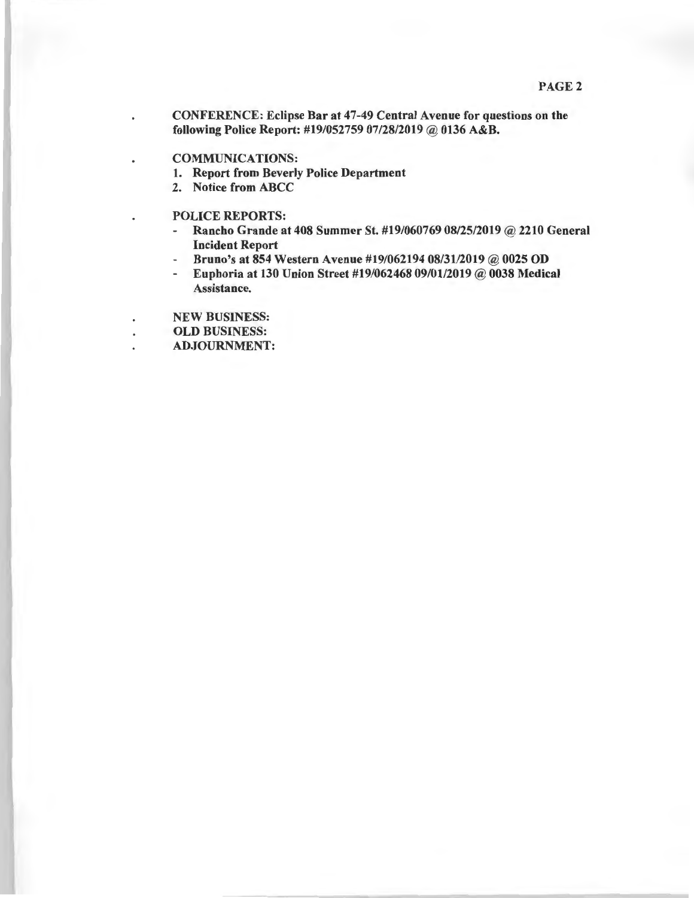- **CONFERENCE: Eclipse Bar at 47-49 Central Avenue for questions on the following Police Report: #19/052759 07/28/2019 @ 0136 A&B.**

- **COMMUNICATIONS:**
  1. **Report from Beverly Police Department**
  2. **Notice from ABCC**

- **POLICE REPORTS:**
  - **Rancho Grande at 408 Summer St. #19/060769 08/25/2019 @ 2210 General Incident Report**
  - **Bruno's at 854 Western Avenue #19/062194 08/31/2019 @ 0025 OD**
  - **Euphoria at 130 Union Street #19/062468 09/01/2019 @ 0038 Medical Assistance.**

- **NEW BUSINESS:**
- **OLD BUSINESS:**
- **ADJOURNMENT:**